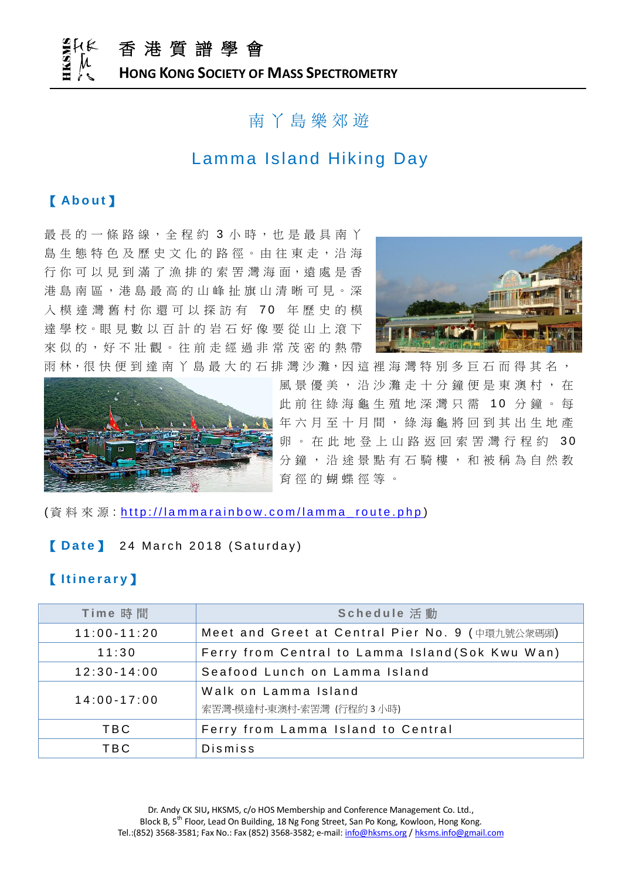# 香港質譜學會

## HONG KONG SOCIETY OF MASS SPECTROMETRY

# 南丫島樂郊遊

# Lamma Island Hiking Day

**【About】**

最長的一條路線，全程約 3 小時，也是最具南丫島生態特色及歷史文化的路徑。由往東走，沿海行你可以見到滿了漁排的索罟灣海面，遠處是香港島南區，港島最高的山峰扯旗山清晰可見。深入模達灣舊村你還可以探訪有 70 年歷史的模達學校。眼見數以百計的岩石好像要從山上滾下來似的，好不壯觀。往前走經過非常茂密的熱帶雨林，很快便到達南丫島最大的石排灣沙灘，因這裡海灣特別多巨石而得其名，風景優美，沿沙灘走十分鐘便是東澳村，在此前往綠海龜生殖地深灣只需 10 分鐘。每年六月至十月間，綠海龜將回到其出生地產卵。在此地登上山路返回索罟灣行程約 30 分鐘，沿途景點有石騎樓，和被稱為自然教育徑的蝴蝶徑等。

(資料來源: http://lammarainbow.com/lamma_route.php)

**【Date】** 24 March 2018 (Saturday)

**【Itinerary】**

| Time 時間 | Schedule 活動 |
|---|---|
| 11:00-11:20 | Meet and Greet at Central Pier No. 9 (中環九號公眾碼頭) |
| 11:30 | Ferry from Central to Lamma Island(Sok Kwu Wan) |
| 12:30-14:00 | Seafood Lunch on Lamma Island |
| 14:00-17:00 | Walk on Lamma Island<br>索罟灣-模達村-東澳村-索罟灣 (行程約 3 小時) |
| TBC | Ferry from Lamma Island to Central |
| TBC | Dismiss |

Dr. Andy CK SIU, HKSMS, c/o HOS Membership and Conference Management Co. Ltd., Block B, 5th Floor, Lead On Building, 18 Ng Fong Street, San Po Kong, Kowloon, Hong Kong. Tel.:(852) 3568-3581; Fax No.: Fax (852) 3568-3582; e-mail: info@hksms.org / hksms.info@gmail.com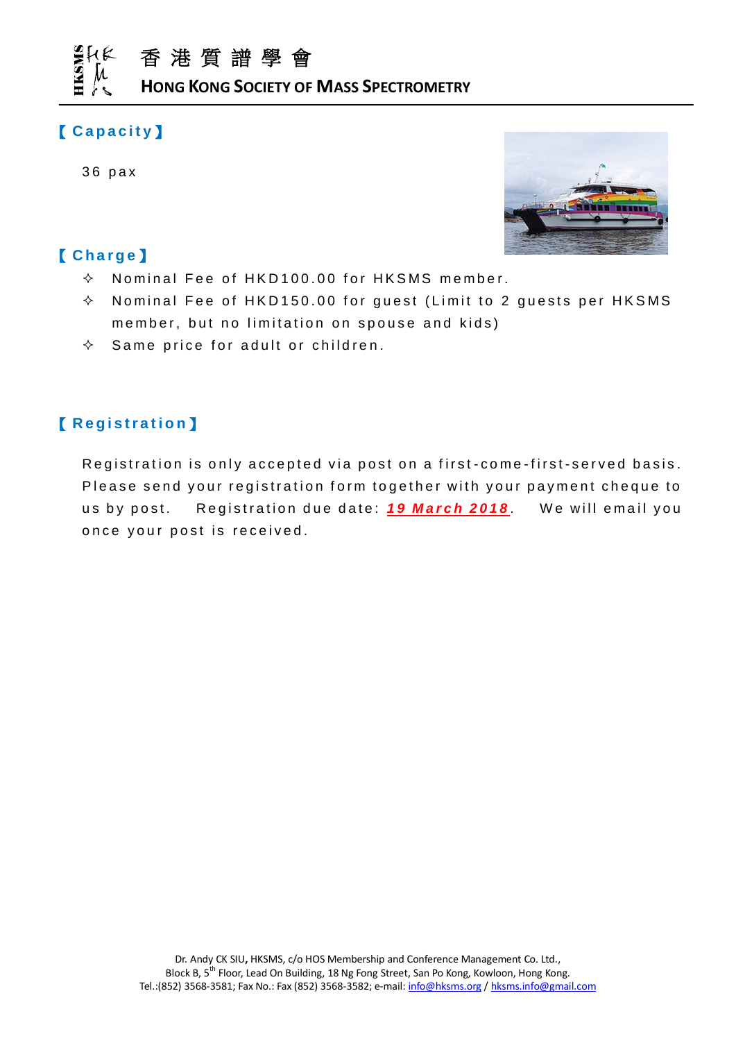## 【Capacity】

36 pax

## 【Charge】

- Nominal Fee of HKD100.00 for HKSMS member.
- Nominal Fee of HKD150.00 for guest (Limit to 2 guests per HKSMS member, but no limitation on spouse and kids)
- Same price for adult or children.

## 【Registration】

Registration is only accepted via post on a first-come-first-served basis. Please send your registration form together with your payment cheque to us by post. Registration due date: ***19 March 2018***. We will email you once your post is received.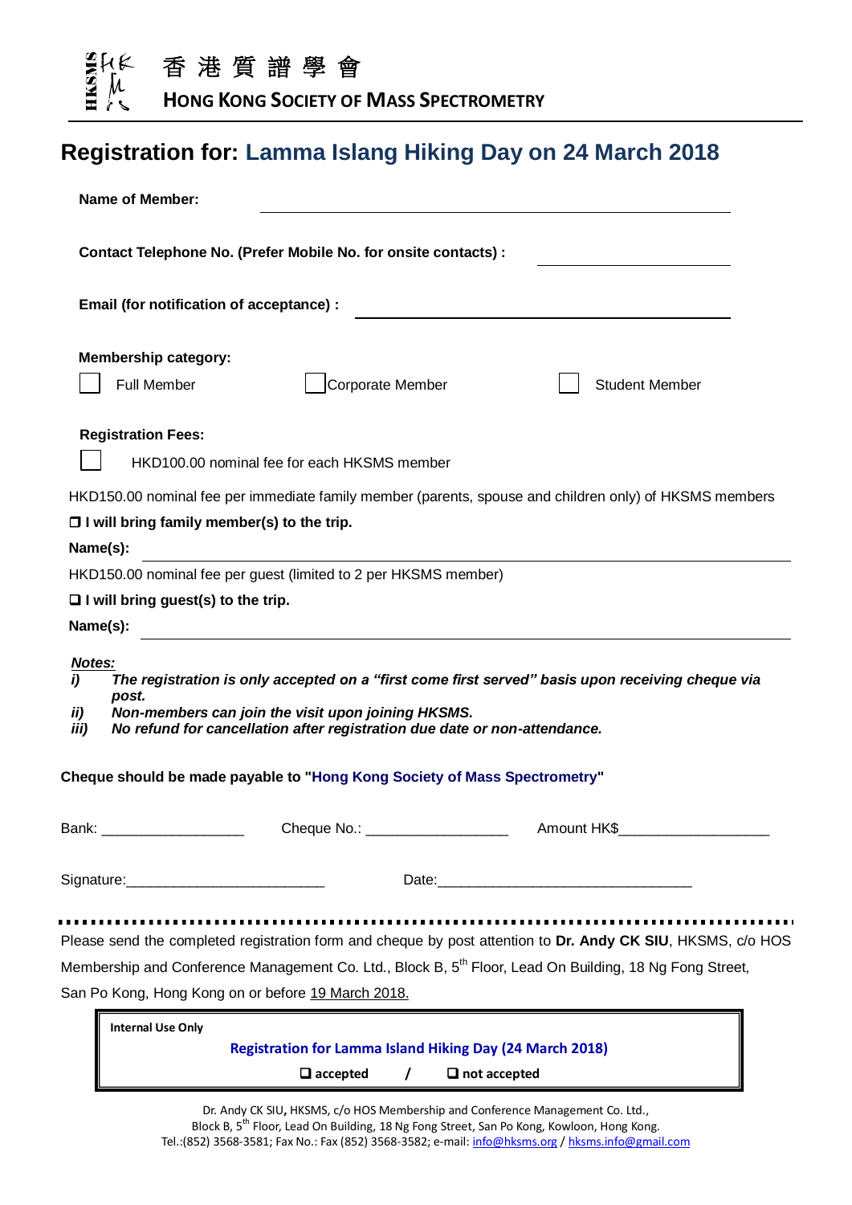香港質譜學會

HONG KONG SOCIETY OF MASS SPECTROMETRY

# Registration for: Lamma Islang Hiking Day on 24 March 2018

**Name of Member:** ______________________________

**Contact Telephone No. (Prefer Mobile No. for onsite contacts) :** ______________

**Email (for notification of acceptance) :** ______________________________

**Membership category:**

☐ Full Member ☐ Corporate Member ☐ Student Member

**Registration Fees:**

☐ HKD100.00 nominal fee for each HKSMS member

HKD150.00 nominal fee per immediate family member (parents, spouse and children only) of HKSMS members

❒ **I will bring family member(s) to the trip.**

**Name(s):** ______________________________

HKD150.00 nominal fee per guest (limited to 2 per HKSMS member)

❑ **I will bring guest(s) to the trip.**

**Name(s):** ______________________________

***Notes:***

*i)* ***The registration is only accepted on a "first come first served" basis upon receiving cheque via post.***

*ii)* ***Non-members can join the visit upon joining HKSMS.***

*iii)* ***No refund for cancellation after registration due date or non-attendance.***

**Cheque should be made payable to "Hong Kong Society of Mass Spectrometry"**

Bank: __________________ Cheque No.: __________________ Amount HK$__________________

Signature:_________________________ Date:________________________________

Please send the completed registration form and cheque by post attention to **Dr. Andy CK SIU**, HKSMS, c/o HOS Membership and Conference Management Co. Ltd., Block B, 5th Floor, Lead On Building, 18 Ng Fong Street, San Po Kong, Hong Kong on or before 19 March 2018.

**Internal Use Only**

Registration for Lamma Island Hiking Day (24 March 2018)

❑ **accepted** / ❑ **not accepted**

Dr. Andy CK SIU, HKSMS, c/o HOS Membership and Conference Management Co. Ltd.,
Block B, 5th Floor, Lead On Building, 18 Ng Fong Street, San Po Kong, Kowloon, Hong Kong.
Tel.:(852) 3568-3581; Fax No.: Fax (852) 3568-3582; e-mail: info@hksms.org / hksms.info@gmail.com